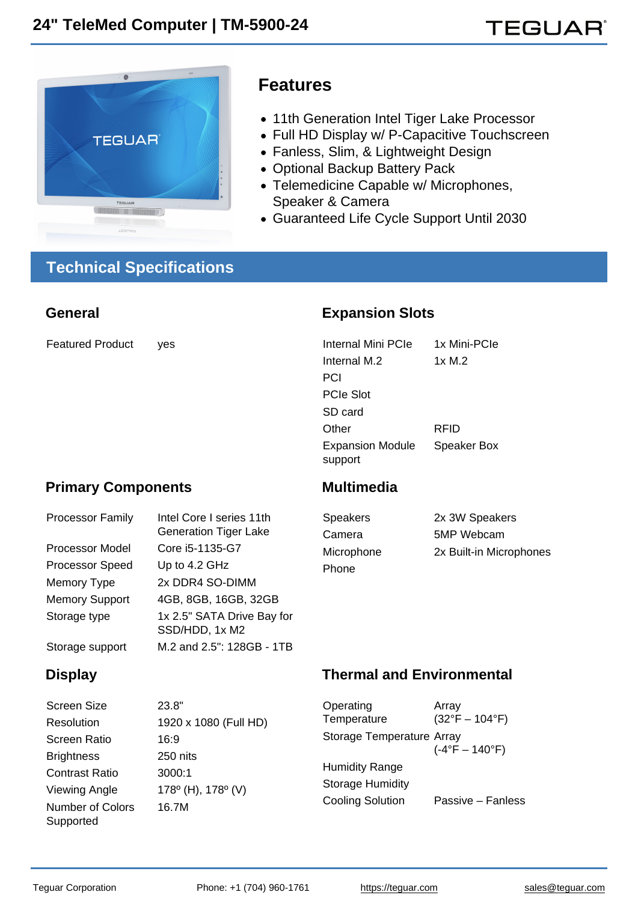# 24" TeleMed Computer | TM-5900-24

## Features

- 11th Generation Intel Tiger Lake Processor
- Full HD Display w/ P-Capacitive Touchscreen
- Fanless, Slim, & Lightweight Design
- Optional Backup Battery Pack
- Telemedicine Capable w/ Microphones, Speaker & Camera
- Guaranteed Life Cycle Support Until 2030

## Technical Specifications

### General

| | |
|---|---|
| Featured Product | yes |

### Expansion Slots

| | |
|---|---|
| Internal Mini PCIe | 1x Mini-PCIe |
| Internal M.2 | 1x M.2 |
| PCI | |
| PCIe Slot | |
| SD card | |
| Other | RFID |
| Expansion Module support | Speaker Box |

### Primary Components

| | |
|---|---|
| Processor Family | Intel Core I series 11th Generation Tiger Lake |
| Processor Model | Core i5-1135-G7 |
| Processor Speed | Up to 4.2 GHz |
| Memory Type | 2x DDR4 SO-DIMM |
| Memory Support | 4GB, 8GB, 16GB, 32GB |
| Storage type | 1x 2.5" SATA Drive Bay for SSD/HDD, 1x M2 |
| Storage support | M.2 and 2.5": 128GB - 1TB |

### Multimedia

| | |
|---|---|
| Speakers | 2x 3W Speakers |
| Camera | 5MP Webcam |
| Microphone | 2x Built-in Microphones |
| Phone | |

### Display

| | |
|---|---|
| Screen Size | 23.8" |
| Resolution | 1920 x 1080 (Full HD) |
| Screen Ratio | 16:9 |
| Brightness | 250 nits |
| Contrast Ratio | 3000:1 |
| Viewing Angle | 178º (H), 178º (V) |
| Number of Colors Supported | 16.7M |

### Thermal and Environmental

| | |
|---|---|
| Operating Temperature | Array (32°F – 104°F) |
| Storage Temperature | Array (-4°F – 140°F) |
| Humidity Range | |
| Storage Humidity | |
| Cooling Solution | Passive – Fanless |

Teguar Corporation Phone: +1 (704) 960-1761 https://teguar.com sales@teguar.com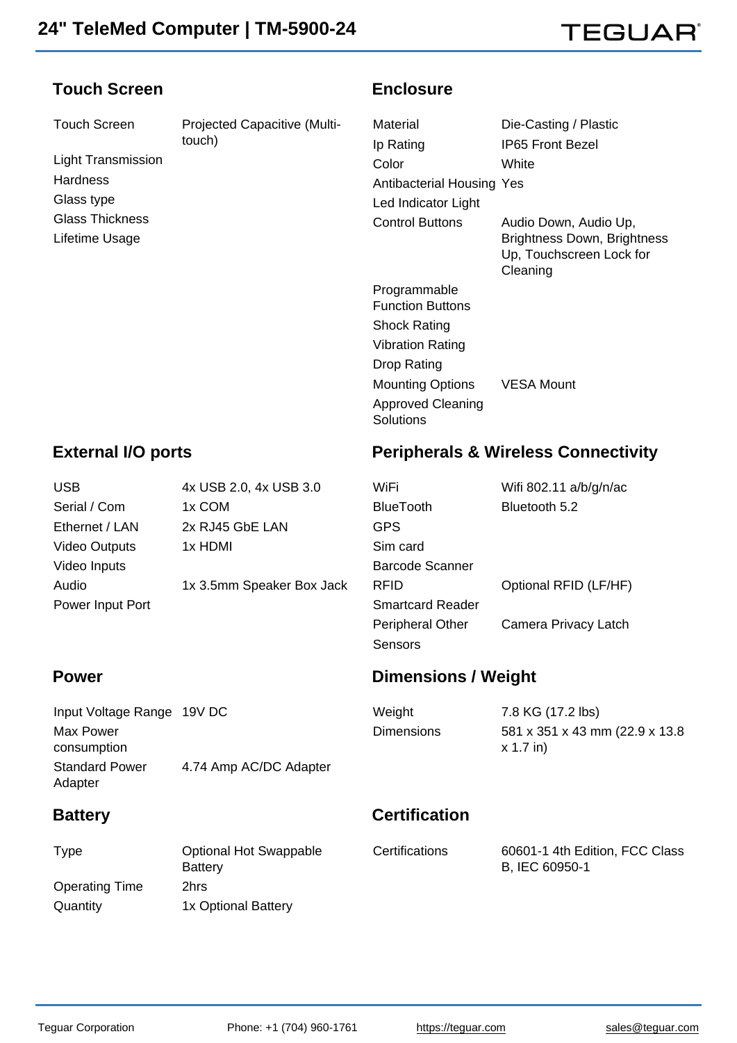# 24" TeleMed Computer | TM-5900-24

## Touch Screen

| | |
|---|---|
| Touch Screen | Projected Capacitive (Multi-touch) |
| Light Transmission | |
| Hardness | |
| Glass type | |
| Glass Thickness | |
| Lifetime Usage | |

## Enclosure

| | |
|---|---|
| Material | Die-Casting / Plastic |
| Ip Rating | IP65 Front Bezel |
| Color | White |
| Antibacterial Housing | Yes |
| Led Indicator Light | |
| Control Buttons | Audio Down, Audio Up, Brightness Down, Brightness Up, Touchscreen Lock for Cleaning |
| Programmable Function Buttons | |
| Shock Rating | |
| Vibration Rating | |
| Drop Rating | |
| Mounting Options | VESA Mount |
| Approved Cleaning Solutions | |

## External I/O ports

| | |
|---|---|
| USB | 4x USB 2.0, 4x USB 3.0 |
| Serial / Com | 1x COM |
| Ethernet / LAN | 2x RJ45 GbE LAN |
| Video Outputs | 1x HDMI |
| Video Inputs | |
| Audio | 1x 3.5mm Speaker Box Jack |
| Power Input Port | |

## Peripherals & Wireless Connectivity

| | |
|---|---|
| WiFi | Wifi 802.11 a/b/g/n/ac |
| BlueTooth | Bluetooth 5.2 |
| GPS | |
| Sim card | |
| Barcode Scanner | |
| RFID | Optional RFID (LF/HF) |
| Smartcard Reader | |
| Peripheral Other | Camera Privacy Latch |
| Sensors | |

## Power

| | |
|---|---|
| Input Voltage Range | 19V DC |
| Max Power consumption | |
| Standard Power Adapter | 4.74 Amp AC/DC Adapter |

## Dimensions / Weight

| | |
|---|---|
| Weight | 7.8 KG (17.2 lbs) |
| Dimensions | 581 x 351 x 43 mm (22.9 x 13.8 x 1.7 in) |

## Battery

| | |
|---|---|
| Type | Optional Hot Swappable Battery |
| Operating Time | 2hrs |
| Quantity | 1x Optional Battery |

## Certification

| | |
|---|---|
| Certifications | 60601-1 4th Edition, FCC Class B, IEC 60950-1 |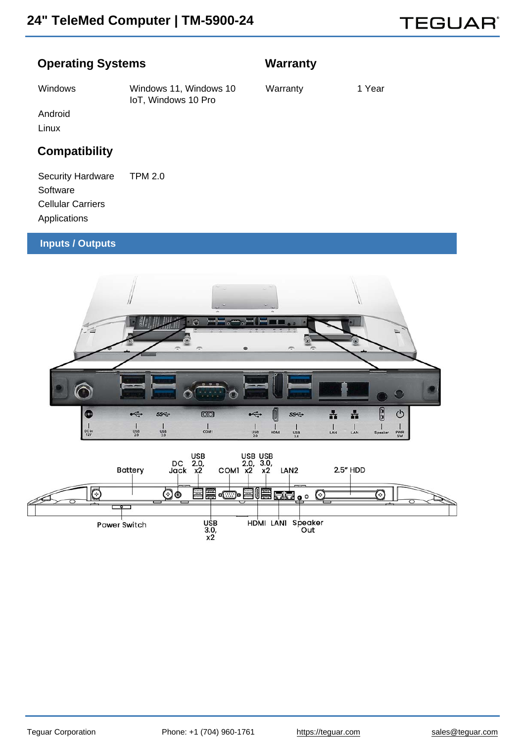## Operating Systems

| | |
|---|---|
| Windows | Windows 11, Windows 10 IoT, Windows 10 Pro |
| Android | |
| Linux | |

## Warranty

| | |
|---|---|
| Warranty | 1 Year |

## Compatibility

| | |
|---|---|
| Security Hardware | TPM 2.0 |
| Software | |
| Cellular Carriers | |
| Applications | |

## Inputs / Outputs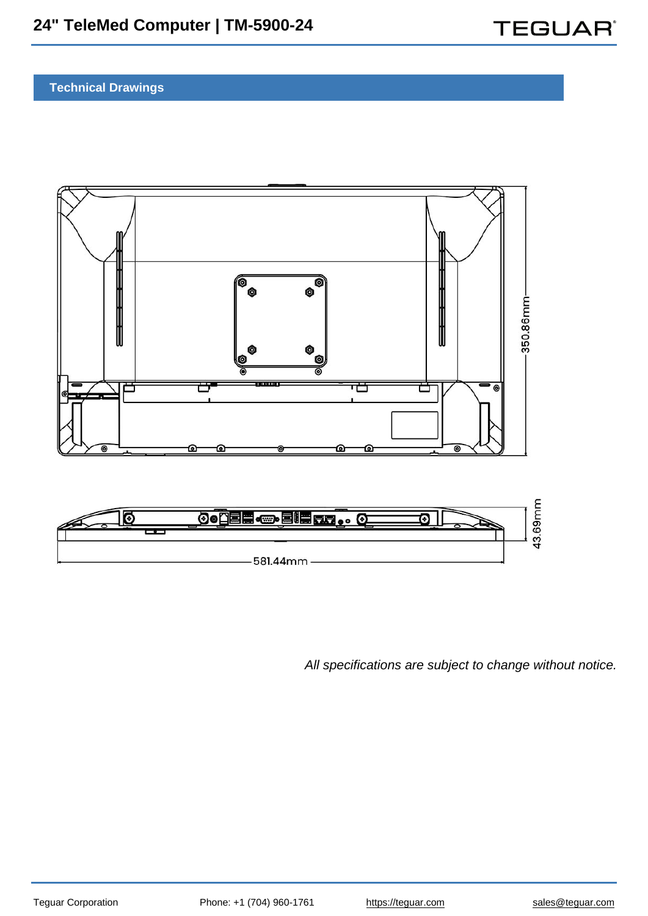## Technical Drawings

350.86mm

43.69mm

581.44mm

*All specifications are subject to change without notice.*